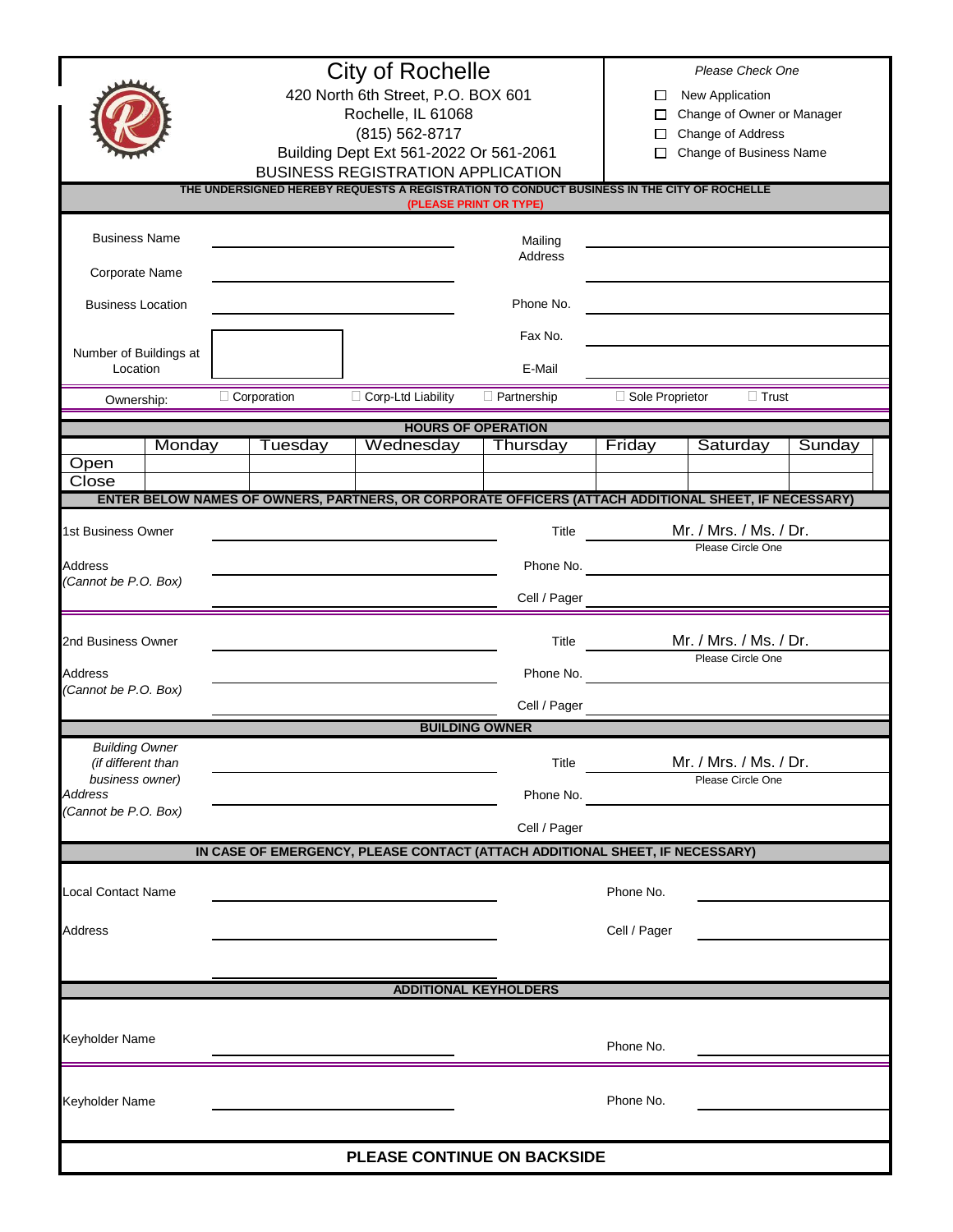# City of Rochelle

420 North 6th Street, P.O. BOX 601
Rochelle, IL 61068
(815) 562-8717
Building Dept Ext 561-2022 Or 561-2061

## BUSINESS REGISTRATION APPLICATION

*Please Check One*

- ☐ New Application
- ☐ Change of Owner or Manager
- ☐ Change of Address
- ☐ Change of Business Name

**THE UNDERSIGNED HEREBY REQUESTS A REGISTRATION TO CONDUCT BUSINESS IN THE CITY OF ROCHELLE**
**(PLEASE PRINT OR TYPE)**

Business Name ______________________ Mailing Address ______________________

Corporate Name ______________________

Business Location ______________________ Phone No. ______________________

Fax No. ______________________

Number of Buildings at Location [ ] E-Mail ______________________

Ownership: ☐ Corporation ☐ Corp-Ltd Liability ☐ Partnership ☐ Sole Proprietor ☐ Trust

**HOURS OF OPERATION**

| | Monday | Tuesday | Wednesday | Thursday | Friday | Saturday | Sunday |
|---|---|---|---|---|---|---|---|
| Open | | | | | | | |
| Close | | | | | | | |

**ENTER BELOW NAMES OF OWNERS, PARTNERS, OR CORPORATE OFFICERS (ATTACH ADDITIONAL SHEET, IF NECESSARY)**

1st Business Owner ______________________ Title Mr. / Mrs. / Ms. / Dr. (Please Circle One)

Address *(Cannot be P.O. Box)* ______________________ Phone No. ______________________

______________________ Cell / Pager ______________________

2nd Business Owner ______________________ Title Mr. / Mrs. / Ms. / Dr. (Please Circle One)

Address *(Cannot be P.O. Box)* ______________________ Phone No. ______________________

______________________ Cell / Pager ______________________

**BUILDING OWNER**

*Building Owner (if different than business owner)* ______________________ Title Mr. / Mrs. / Ms. / Dr. (Please Circle One)

Address *(Cannot be P.O. Box)* ______________________ Phone No. ______________________

Cell / Pager

**IN CASE OF EMERGENCY, PLEASE CONTACT (ATTACH ADDITIONAL SHEET, IF NECESSARY)**

Local Contact Name ______________________ Phone No. ______________________

Address ______________________ Cell / Pager ______________________

______________________

**ADDITIONAL KEYHOLDERS**

Keyholder Name ______________________ Phone No. ______________________

Keyholder Name ______________________ Phone No. ______________________

**PLEASE CONTINUE ON BACKSIDE**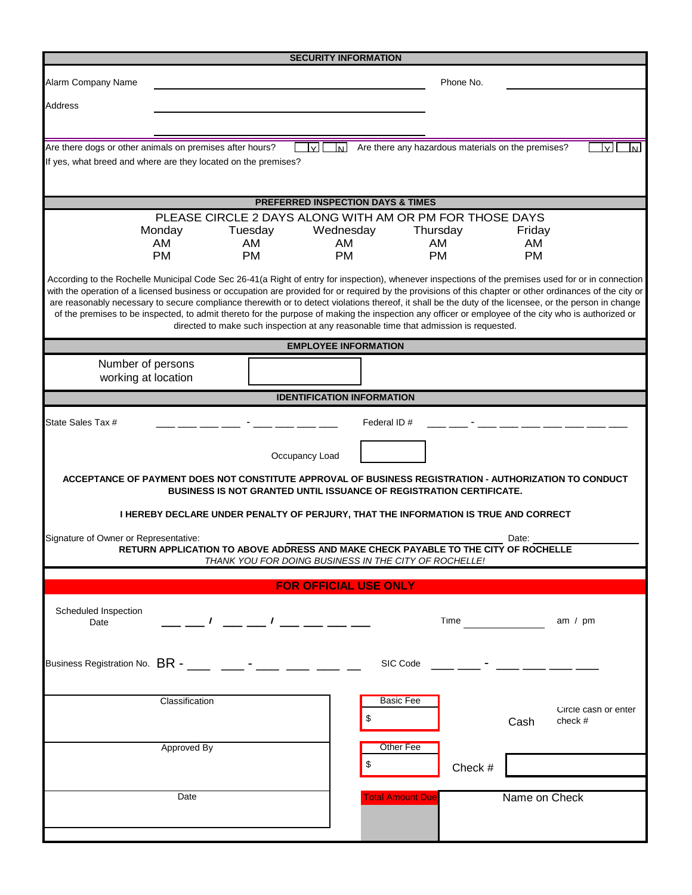## SECURITY INFORMATION

Alarm Company Name ______________________________ Phone No. ____________________

Address ______________________________

______________________________

Are there dogs or other animals on premises after hours? [ ] Y [ ] N Are there any hazardous materials on the premises? [ ] Y [ ] N

If yes, what breed and where are they located on the premises?

## PREFERRED INSPECTION DAYS & TIMES

PLEASE CIRCLE 2 DAYS ALONG WITH AM OR PM FOR THOSE DAYS

| Monday | Tuesday | Wednesday | Thursday | Friday |
|---|---|---|---|---|
| AM | AM | AM | AM | AM |
| PM | PM | PM | PM | PM |

According to the Rochelle Municipal Code Sec 26-41(a Right of entry for inspection), whenever inspections of the premises used for or in connection with the operation of a licensed business or occupation are provided for or required by the provisions of this chapter or other ordinances of the city or are reasonably necessary to secure compliance therewith or to detect violations thereof, it shall be the duty of the licensee, or the person in change of the premises to be inspected, to admit thereto for the purpose of making the inspection any officer or employee of the city who is authorized or directed to make such inspection at any reasonable time that admission is requested.

## EMPLOYEE INFORMATION

Number of persons working at location [ ]

## IDENTIFICATION INFORMATION

State Sales Tax # ___ ___ ___ ___ - ___ ___ ___ ___ Federal ID # ___ ___ - ___ ___ ___ ___ ___ ___ ___

Occupancy Load [ ]

**ACCEPTANCE OF PAYMENT DOES NOT CONSTITUTE APPROVAL OF BUSINESS REGISTRATION - AUTHORIZATION TO CONDUCT BUSINESS IS NOT GRANTED UNTIL ISSUANCE OF REGISTRATION CERTIFICATE.**

**I HEREBY DECLARE UNDER PENALTY OF PERJURY, THAT THE INFORMATION IS TRUE AND CORRECT**

Signature of Owner or Representative: ______________________________ Date: ____________

**RETURN APPLICATION TO ABOVE ADDRESS AND MAKE CHECK PAYABLE TO THE CITY OF ROCHELLE**

*THANK YOU FOR DOING BUSINESS IN THE CITY OF ROCHELLE!*

## FOR OFFICIAL USE ONLY

Scheduled Inspection Date ___ ___ / ___ ___ / ___ ___ ___ ___ Time ____________ am / pm

Business Registration No. BR - ___ ___ - ___ ___ ___ ___ SIC Code ___ ___ - ___ ___ ___ ___

| | | | |
|---|---|---|---|
| Classification | Basic Fee<br>$ | Cash | Circle cash or enter check # |
| Approved By | Other Fee<br>$ | Check # | |
| Date | Total Amount Due | Name on Check | |